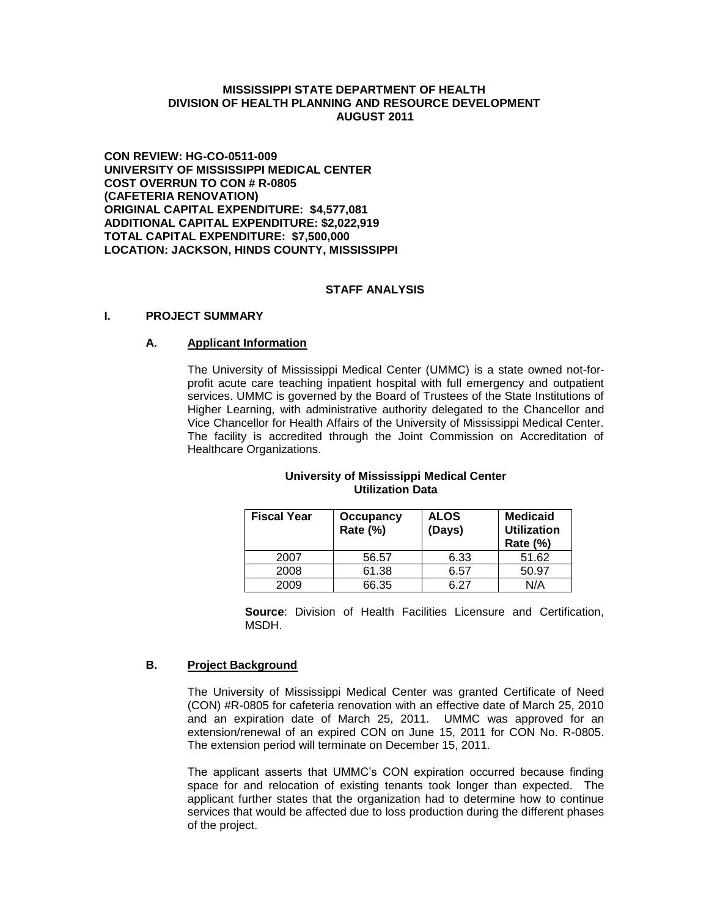**MISSISSIPPI STATE DEPARTMENT OF HEALTH**
**DIVISION OF HEALTH PLANNING AND RESOURCE DEVELOPMENT**
**AUGUST 2011**

**CON REVIEW: HG-CO-0511-009**
**UNIVERSITY OF MISSISSIPPI MEDICAL CENTER**
**COST OVERRUN TO CON # R-0805**
**(CAFETERIA RENOVATION)**
**ORIGINAL CAPITAL EXPENDITURE: $4,577,081**
**ADDITIONAL CAPITAL EXPENDITURE: $2,022,919**
**TOTAL CAPITAL EXPENDITURE: $7,500,000**
**LOCATION: JACKSON, HINDS COUNTY, MISSISSIPPI**

## STAFF ANALYSIS

## I. PROJECT SUMMARY

### A. Applicant Information

The University of Mississippi Medical Center (UMMC) is a state owned not-for-profit acute care teaching inpatient hospital with full emergency and outpatient services. UMMC is governed by the Board of Trustees of the State Institutions of Higher Learning, with administrative authority delegated to the Chancellor and Vice Chancellor for Health Affairs of the University of Mississippi Medical Center. The facility is accredited through the Joint Commission on Accreditation of Healthcare Organizations.

**University of Mississippi Medical Center**
**Utilization Data**

| Fiscal Year | Occupancy Rate (%) | ALOS (Days) | Medicaid Utilization Rate (%) |
|---|---|---|---|
| 2007 | 56.57 | 6.33 | 51.62 |
| 2008 | 61.38 | 6.57 | 50.97 |
| 2009 | 66.35 | 6.27 | N/A |

**Source**: Division of Health Facilities Licensure and Certification, MSDH.

### B. Project Background

The University of Mississippi Medical Center was granted Certificate of Need (CON) #R-0805 for cafeteria renovation with an effective date of March 25, 2010 and an expiration date of March 25, 2011. UMMC was approved for an extension/renewal of an expired CON on June 15, 2011 for CON No. R-0805. The extension period will terminate on December 15, 2011.

The applicant asserts that UMMC's CON expiration occurred because finding space for and relocation of existing tenants took longer than expected. The applicant further states that the organization had to determine how to continue services that would be affected due to loss production during the different phases of the project.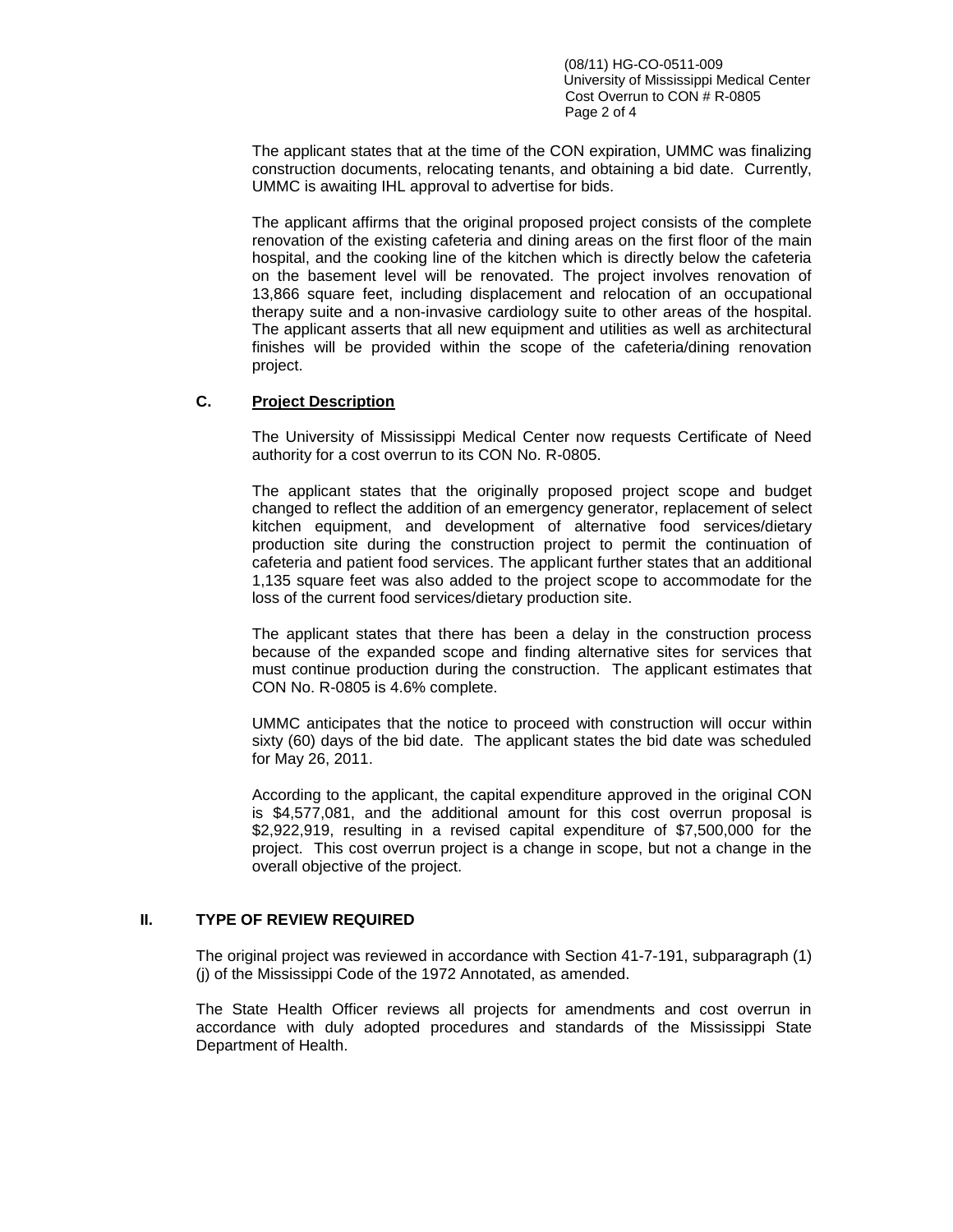The applicant states that at the time of the CON expiration, UMMC was finalizing construction documents, relocating tenants, and obtaining a bid date. Currently, UMMC is awaiting IHL approval to advertise for bids.

The applicant affirms that the original proposed project consists of the complete renovation of the existing cafeteria and dining areas on the first floor of the main hospital, and the cooking line of the kitchen which is directly below the cafeteria on the basement level will be renovated. The project involves renovation of 13,866 square feet, including displacement and relocation of an occupational therapy suite and a non-invasive cardiology suite to other areas of the hospital. The applicant asserts that all new equipment and utilities as well as architectural finishes will be provided within the scope of the cafeteria/dining renovation project.

### C. Project Description

The University of Mississippi Medical Center now requests Certificate of Need authority for a cost overrun to its CON No. R-0805.

The applicant states that the originally proposed project scope and budget changed to reflect the addition of an emergency generator, replacement of select kitchen equipment, and development of alternative food services/dietary production site during the construction project to permit the continuation of cafeteria and patient food services. The applicant further states that an additional 1,135 square feet was also added to the project scope to accommodate for the loss of the current food services/dietary production site.

The applicant states that there has been a delay in the construction process because of the expanded scope and finding alternative sites for services that must continue production during the construction. The applicant estimates that CON No. R-0805 is 4.6% complete.

UMMC anticipates that the notice to proceed with construction will occur within sixty (60) days of the bid date. The applicant states the bid date was scheduled for May 26, 2011.

According to the applicant, the capital expenditure approved in the original CON is $4,577,081, and the additional amount for this cost overrun proposal is $2,922,919, resulting in a revised capital expenditure of $7,500,000 for the project. This cost overrun project is a change in scope, but not a change in the overall objective of the project.

## II. TYPE OF REVIEW REQUIRED

The original project was reviewed in accordance with Section 41-7-191, subparagraph (1) (j) of the Mississippi Code of the 1972 Annotated, as amended.

The State Health Officer reviews all projects for amendments and cost overrun in accordance with duly adopted procedures and standards of the Mississippi State Department of Health.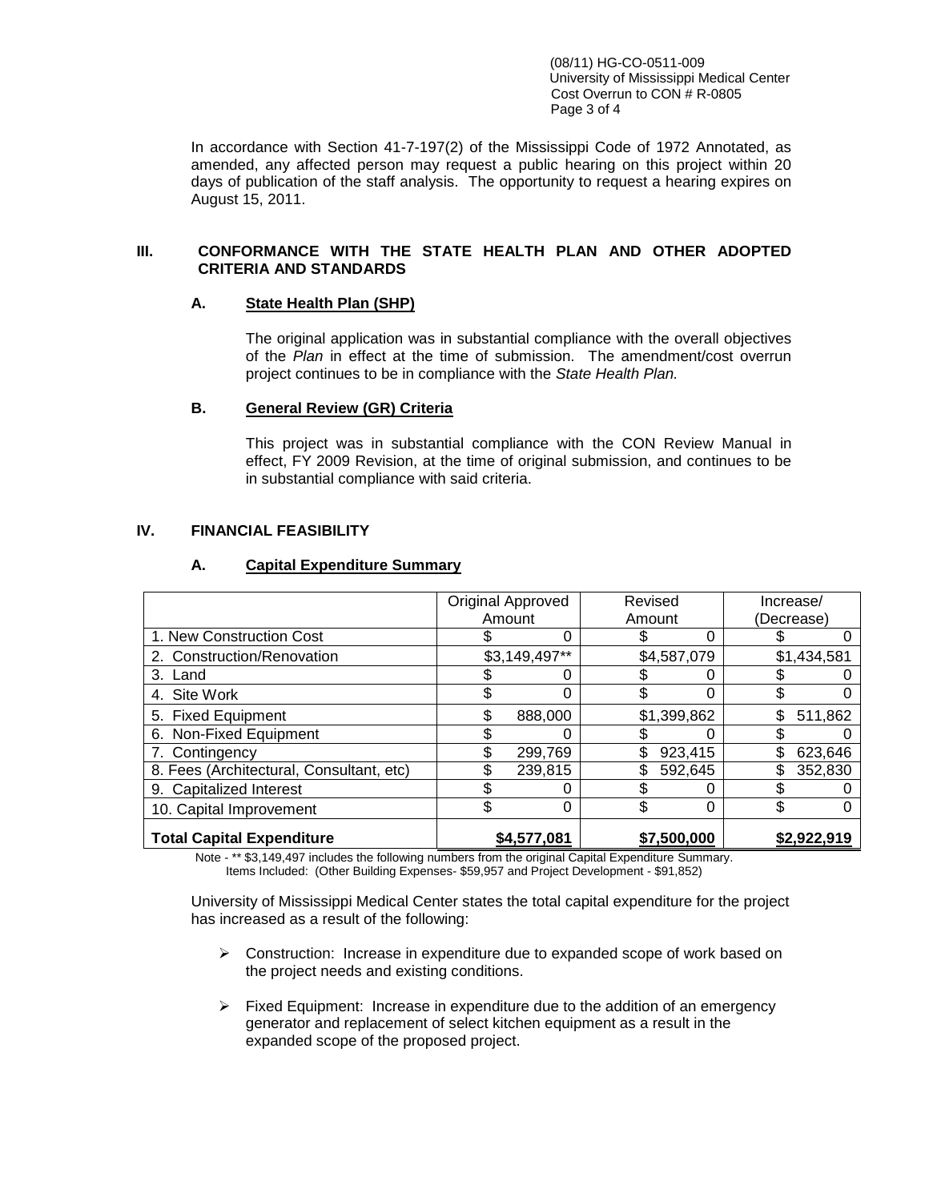In accordance with Section 41-7-197(2) of the Mississippi Code of 1972 Annotated, as amended, any affected person may request a public hearing on this project within 20 days of publication of the staff analysis. The opportunity to request a hearing expires on August 15, 2011.

## III. CONFORMANCE WITH THE STATE HEALTH PLAN AND OTHER ADOPTED CRITERIA AND STANDARDS

### A. State Health Plan (SHP)

The original application was in substantial compliance with the overall objectives of the *Plan* in effect at the time of submission. The amendment/cost overrun project continues to be in compliance with the *State Health Plan.*

### B. General Review (GR) Criteria

This project was in substantial compliance with the CON Review Manual in effect, FY 2009 Revision, at the time of original submission, and continues to be in substantial compliance with said criteria.

## IV. FINANCIAL FEASIBILITY

### A. Capital Expenditure Summary

| | Original Approved Amount | Revised Amount | Increase/ (Decrease) |
|---|---|---|---|
| 1. New Construction Cost | $ 0 | $ 0 | $ 0 |
| 2. Construction/Renovation | $3,149,497** | $4,587,079 | $1,434,581 |
| 3. Land | $ 0 | $ 0 | $ 0 |
| 4. Site Work | $ 0 | $ 0 | $ 0 |
| 5. Fixed Equipment | $ 888,000 | $1,399,862 | $ 511,862 |
| 6. Non-Fixed Equipment | $ 0 | $ 0 | $ 0 |
| 7. Contingency | $ 299,769 | $ 923,415 | $ 623,646 |
| 8. Fees (Architectural, Consultant, etc) | $ 239,815 | $ 592,645 | $ 352,830 |
| 9. Capitalized Interest | $ 0 | $ 0 | $ 0 |
| 10. Capital Improvement | $ 0 | $ 0 | $ 0 |
| **Total Capital Expenditure** | **$4,577,081** | **$7,500,000** | **$2,922,919** |

Note - ** $3,149,497 includes the following numbers from the original Capital Expenditure Summary. Items Included: (Other Building Expenses- $59,957 and Project Development - $91,852)

University of Mississippi Medical Center states the total capital expenditure for the project has increased as a result of the following:

- Construction: Increase in expenditure due to expanded scope of work based on the project needs and existing conditions.
- Fixed Equipment: Increase in expenditure due to the addition of an emergency generator and replacement of select kitchen equipment as a result in the expanded scope of the proposed project.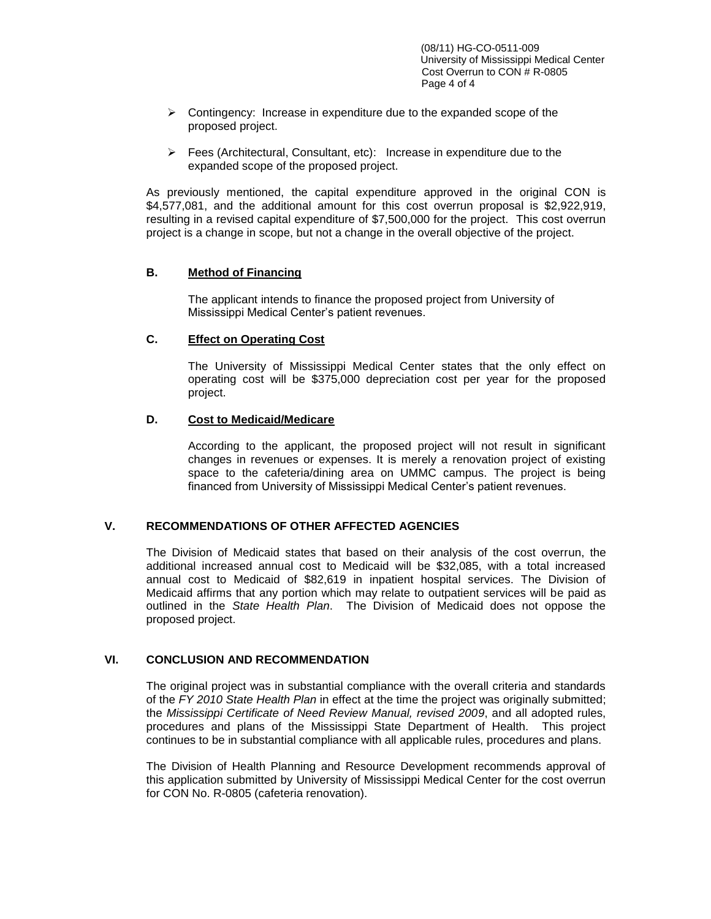- Contingency: Increase in expenditure due to the expanded scope of the proposed project.
- Fees (Architectural, Consultant, etc): Increase in expenditure due to the expanded scope of the proposed project.

As previously mentioned, the capital expenditure approved in the original CON is $4,577,081, and the additional amount for this cost overrun proposal is $2,922,919, resulting in a revised capital expenditure of $7,500,000 for the project. This cost overrun project is a change in scope, but not a change in the overall objective of the project.

### B. Method of Financing

The applicant intends to finance the proposed project from University of Mississippi Medical Center's patient revenues.

### C. Effect on Operating Cost

The University of Mississippi Medical Center states that the only effect on operating cost will be $375,000 depreciation cost per year for the proposed project.

### D. Cost to Medicaid/Medicare

According to the applicant, the proposed project will not result in significant changes in revenues or expenses. It is merely a renovation project of existing space to the cafeteria/dining area on UMMC campus. The project is being financed from University of Mississippi Medical Center's patient revenues.

## V. RECOMMENDATIONS OF OTHER AFFECTED AGENCIES

The Division of Medicaid states that based on their analysis of the cost overrun, the additional increased annual cost to Medicaid will be $32,085, with a total increased annual cost to Medicaid of $82,619 in inpatient hospital services. The Division of Medicaid affirms that any portion which may relate to outpatient services will be paid as outlined in the *State Health Plan*. The Division of Medicaid does not oppose the proposed project.

## VI. CONCLUSION AND RECOMMENDATION

The original project was in substantial compliance with the overall criteria and standards of the *FY 2010 State Health Plan* in effect at the time the project was originally submitted; the *Mississippi Certificate of Need Review Manual, revised 2009*, and all adopted rules, procedures and plans of the Mississippi State Department of Health. This project continues to be in substantial compliance with all applicable rules, procedures and plans.

The Division of Health Planning and Resource Development recommends approval of this application submitted by University of Mississippi Medical Center for the cost overrun for CON No. R-0805 (cafeteria renovation).